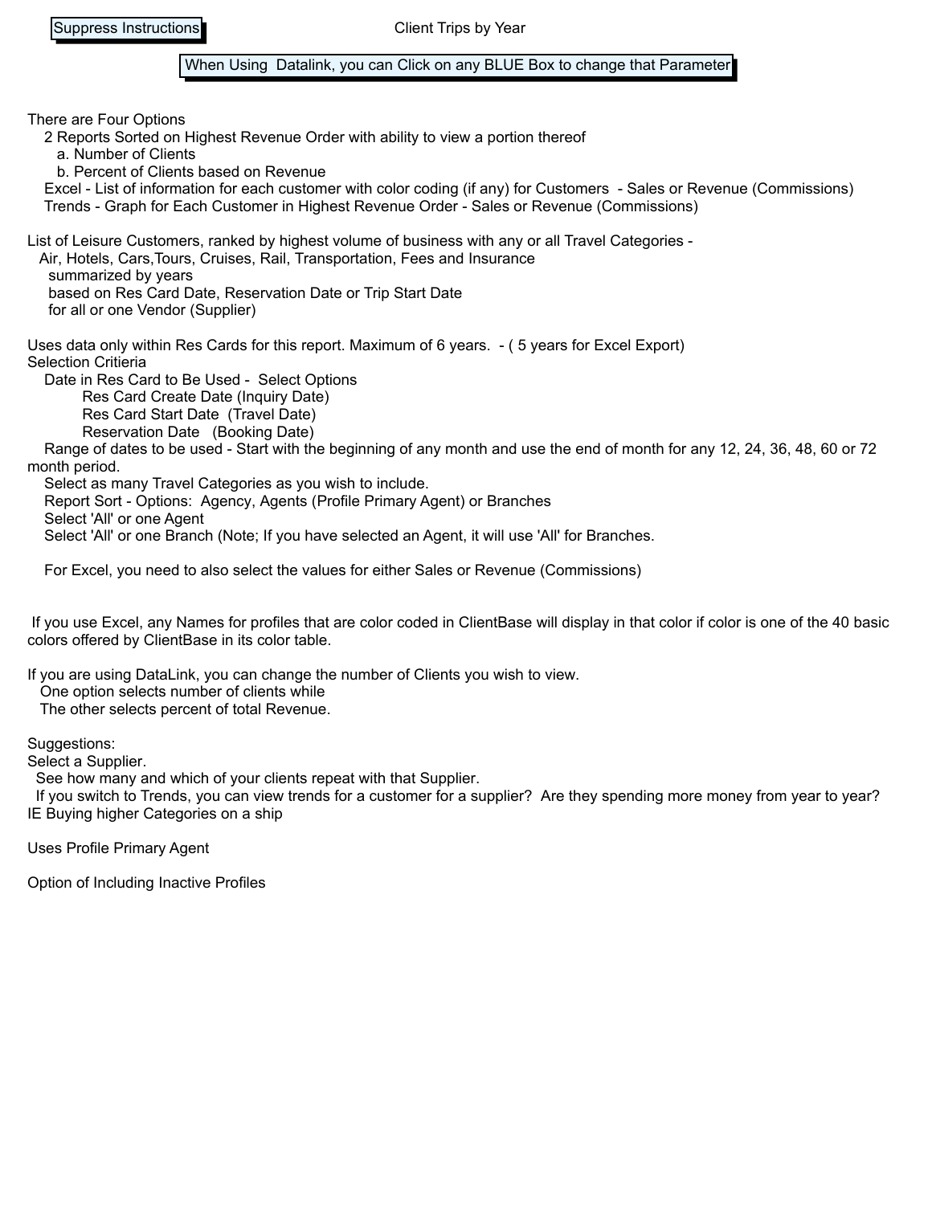Suppress Instructions

# Client Trips by Year

When Using Datalink, you can Click on any BLUE Box to change that Parameter

There are Four Options
- 2 Reports Sorted on Highest Revenue Order with ability to view a portion thereof
  - a. Number of Clients
  - b. Percent of Clients based on Revenue
- Excel - List of information for each customer with color coding (if any) for Customers - Sales or Revenue (Commissions)
- Trends - Graph for Each Customer in Highest Revenue Order - Sales or Revenue (Commissions)

List of Leisure Customers, ranked by highest volume of business with any or all Travel Categories -
Air, Hotels, Cars,Tours, Cruises, Rail, Transportation, Fees and Insurance
summarized by years
based on Res Card Date, Reservation Date or Trip Start Date
for all or one Vendor (Supplier)

Uses data only within Res Cards for this report. Maximum of 6 years. - ( 5 years for Excel Export)
Selection Critieria
- Date in Res Card to Be Used - Select Options
  - Res Card Create Date (Inquiry Date)
  - Res Card Start Date (Travel Date)
  - Reservation Date (Booking Date)
- Range of dates to be used - Start with the beginning of any month and use the end of month for any 12, 24, 36, 48, 60 or 72 month period.
- Select as many Travel Categories as you wish to include.
- Report Sort - Options: Agency, Agents (Profile Primary Agent) or Branches
- Select 'All' or one Agent
- Select 'All' or one Branch (Note; If you have selected an Agent, it will use 'All' for Branches.

For Excel, you need to also select the values for either Sales or Revenue (Commissions)

If you use Excel, any Names for profiles that are color coded in ClientBase will display in that color if color is one of the 40 basic colors offered by ClientBase in its color table.

If you are using DataLink, you can change the number of Clients you wish to view.
One option selects number of clients while
The other selects percent of total Revenue.

Suggestions:
Select a Supplier.
See how many and which of your clients repeat with that Supplier.
If you switch to Trends, you can view trends for a customer for a supplier? Are they spending more money from year to year? IE Buying higher Categories on a ship

Uses Profile Primary Agent

Option of Including Inactive Profiles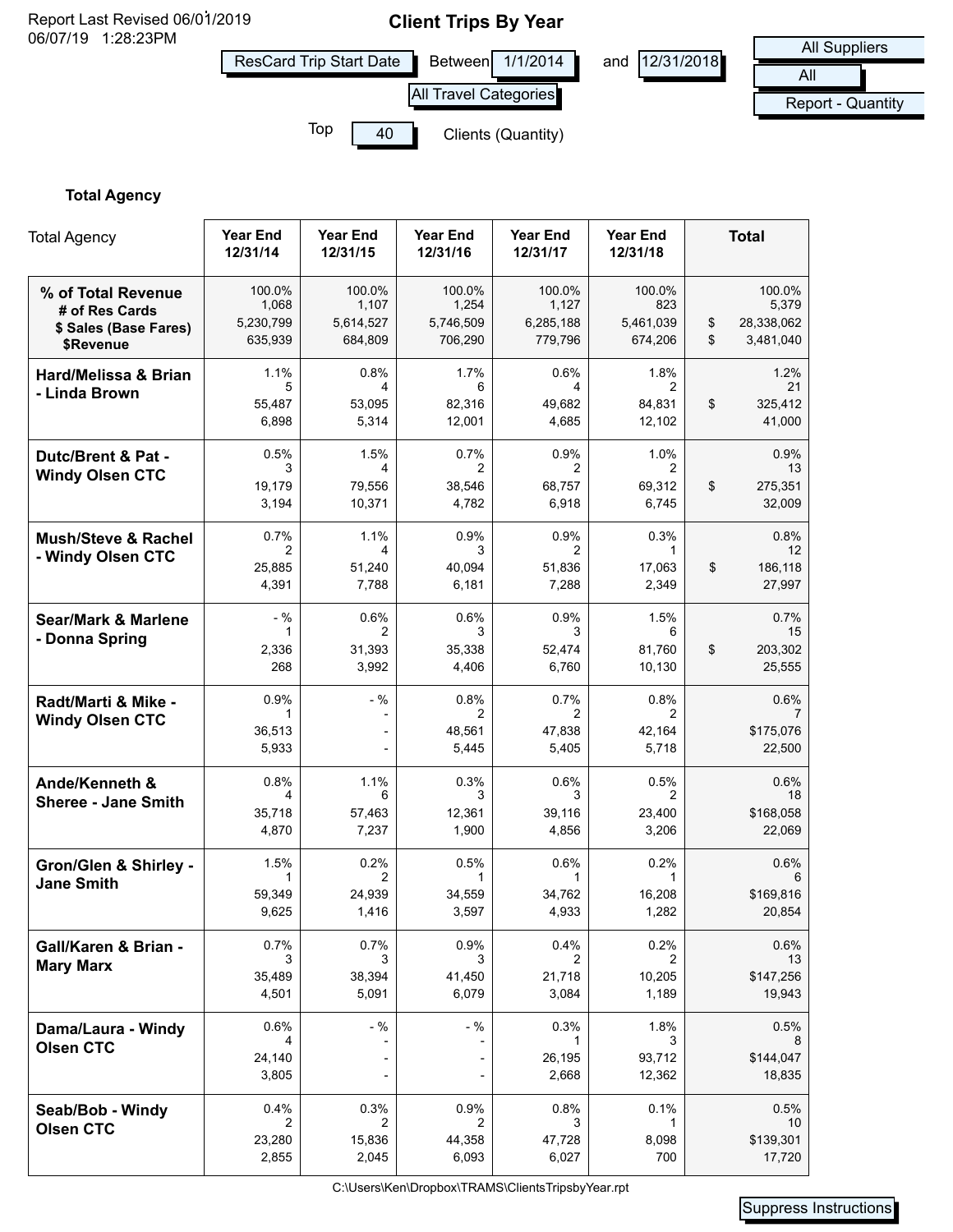Report Last Revised 06/01/2019
06/07/19 1:28:23PM

# Client Trips By Year

ResCard Trip Start Date Between 1/1/2014 and 12/31/2018

All Travel Categories

All Suppliers

All

Report - Quantity

Top 40 Clients (Quantity)

**Total Agency**

| Total Agency | Year End 12/31/14 | Year End 12/31/15 | Year End 12/31/16 | Year End 12/31/17 | Year End 12/31/18 | Total |
|---|---|---|---|---|---|---|
| **% of Total Revenue**<br>**# of Res Cards**<br>**$ Sales (Base Fares)**<br>**$Revenue** | 100.0%<br>1,068<br>5,230,799<br>635,939 | 100.0%<br>1,107<br>5,614,527<br>684,809 | 100.0%<br>1,254<br>5,746,509<br>706,290 | 100.0%<br>1,127<br>6,285,188<br>779,796 | 100.0%<br>823<br>5,461,039<br>674,206 | 100.0%<br>5,379<br>$ 28,338,062<br>$ 3,481,040 |
| **Hard/Melissa & Brian - Linda Brown** | 1.1%<br>5<br>55,487<br>6,898 | 0.8%<br>4<br>53,095<br>5,314 | 1.7%<br>6<br>82,316<br>12,001 | 0.6%<br>4<br>49,682<br>4,685 | 1.8%<br>2<br>84,831<br>12,102 | 1.2%<br>21<br>$ 325,412<br>41,000 |
| **Dutc/Brent & Pat - Windy Olsen CTC** | 0.5%<br>3<br>19,179<br>3,194 | 1.5%<br>4<br>79,556<br>10,371 | 0.7%<br>2<br>38,546<br>4,782 | 0.9%<br>2<br>68,757<br>6,918 | 1.0%<br>2<br>69,312<br>6,745 | 0.9%<br>13<br>$ 275,351<br>32,009 |
| **Mush/Steve & Rachel - Windy Olsen CTC** | 0.7%<br>2<br>25,885<br>4,391 | 1.1%<br>4<br>51,240<br>7,788 | 0.9%<br>3<br>40,094<br>6,181 | 0.9%<br>2<br>51,836<br>7,288 | 0.3%<br>1<br>17,063<br>2,349 | 0.8%<br>12<br>$ 186,118<br>27,997 |
| **Sear/Mark & Marlene - Donna Spring** | - %<br>1<br>2,336<br>268 | 0.6%<br>2<br>31,393<br>3,992 | 0.6%<br>3<br>35,338<br>4,406 | 0.9%<br>3<br>52,474<br>6,760 | 1.5%<br>6<br>81,760<br>10,130 | 0.7%<br>15<br>$ 203,302<br>25,555 |
| **Radt/Marti & Mike - Windy Olsen CTC** | 0.9%<br>1<br>36,513<br>5,933 | - %<br>-<br>-<br>- | 0.8%<br>2<br>48,561<br>5,445 | 0.7%<br>2<br>47,838<br>5,405 | 0.8%<br>2<br>42,164<br>5,718 | 0.6%<br>7<br>$175,076<br>22,500 |
| **Ande/Kenneth & Sheree - Jane Smith** | 0.8%<br>4<br>35,718<br>4,870 | 1.1%<br>6<br>57,463<br>7,237 | 0.3%<br>3<br>12,361<br>1,900 | 0.6%<br>3<br>39,116<br>4,856 | 0.5%<br>2<br>23,400<br>3,206 | 0.6%<br>18<br>$168,058<br>22,069 |
| **Gron/Glen & Shirley - Jane Smith** | 1.5%<br>1<br>59,349<br>9,625 | 0.2%<br>2<br>24,939<br>1,416 | 0.5%<br>1<br>34,559<br>3,597 | 0.6%<br>1<br>34,762<br>4,933 | 0.2%<br>1<br>16,208<br>1,282 | 0.6%<br>6<br>$169,816<br>20,854 |
| **Gall/Karen & Brian - Mary Marx** | 0.7%<br>3<br>35,489<br>4,501 | 0.7%<br>3<br>38,394<br>5,091 | 0.9%<br>3<br>41,450<br>6,079 | 0.4%<br>2<br>21,718<br>3,084 | 0.2%<br>2<br>10,205<br>1,189 | 0.6%<br>13<br>$147,256<br>19,943 |
| **Dama/Laura - Windy Olsen CTC** | 0.6%<br>4<br>24,140<br>3,805 | - %<br>-<br>-<br>- | - %<br>-<br>-<br>- | 0.3%<br>1<br>26,195<br>2,668 | 1.8%<br>3<br>93,712<br>12,362 | 0.5%<br>8<br>$144,047<br>18,835 |
| **Seab/Bob - Windy Olsen CTC** | 0.4%<br>2<br>23,280<br>2,855 | 0.3%<br>2<br>15,836<br>2,045 | 0.9%<br>2<br>44,358<br>6,093 | 0.8%<br>3<br>47,728<br>6,027 | 0.1%<br>1<br>8,098<br>700 | 0.5%<br>10<br>$139,301<br>17,720 |

C:\Users\Ken\Dropbox\TRAMS\ClientsTripsbyYear.rpt

Suppress Instructions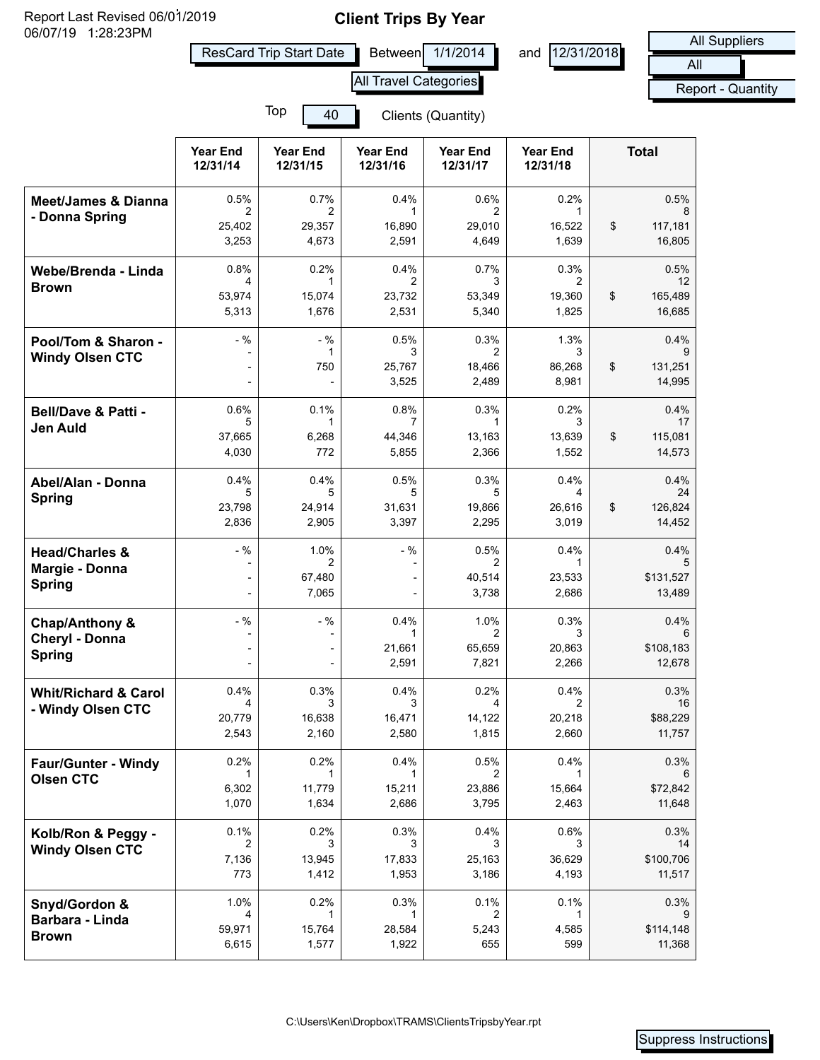Report Last Revised 06/01/2019
06/07/19 1:28:23PM

# Client Trips By Year

ResCard Trip Start Date Between 1/1/2014 and 12/31/2018

All Travel Categories

All Suppliers

All

Report - Quantity

Top 40 Clients (Quantity)

| | Year End 12/31/14 | Year End 12/31/15 | Year End 12/31/16 | Year End 12/31/17 | Year End 12/31/18 | Total |
|---|---|---|---|---|---|---|
| **Meet/James & Dianna - Donna Spring** | 0.5%<br>2<br>25,402<br>3,253 | 0.7%<br>2<br>29,357<br>4,673 | 0.4%<br>1<br>16,890<br>2,591 | 0.6%<br>2<br>29,010<br>4,649 | 0.2%<br>1<br>16,522<br>1,639 | 0.5%<br>8<br>$ 117,181<br>16,805 |
| **Webe/Brenda - Linda Brown** | 0.8%<br>4<br>53,974<br>5,313 | 0.2%<br>1<br>15,074<br>1,676 | 0.4%<br>2<br>23,732<br>2,531 | 0.7%<br>3<br>53,349<br>5,340 | 0.3%<br>2<br>19,360<br>1,825 | 0.5%<br>12<br>$ 165,489<br>16,685 |
| **Pool/Tom & Sharon - Windy Olsen CTC** | - %<br>-<br>-<br>- | - %<br>1<br>750<br>- | 0.5%<br>3<br>25,767<br>3,525 | 0.3%<br>2<br>18,466<br>2,489 | 1.3%<br>3<br>86,268<br>8,981 | 0.4%<br>9<br>$ 131,251<br>14,995 |
| **Bell/Dave & Patti - Jen Auld** | 0.6%<br>5<br>37,665<br>4,030 | 0.1%<br>1<br>6,268<br>772 | 0.8%<br>7<br>44,346<br>5,855 | 0.3%<br>1<br>13,163<br>2,366 | 0.2%<br>3<br>13,639<br>1,552 | 0.4%<br>17<br>$ 115,081<br>14,573 |
| **Abel/Alan - Donna Spring** | 0.4%<br>5<br>23,798<br>2,836 | 0.4%<br>5<br>24,914<br>2,905 | 0.5%<br>5<br>31,631<br>3,397 | 0.3%<br>5<br>19,866<br>2,295 | 0.4%<br>4<br>26,616<br>3,019 | 0.4%<br>24<br>$ 126,824<br>14,452 |
| **Head/Charles & Margie - Donna Spring** | - %<br>-<br>-<br>- | 1.0%<br>2<br>67,480<br>7,065 | - %<br>-<br>-<br>- | 0.5%<br>2<br>40,514<br>3,738 | 0.4%<br>1<br>23,533<br>2,686 | 0.4%<br>5<br>$131,527<br>13,489 |
| **Chap/Anthony & Cheryl - Donna Spring** | - %<br>-<br>-<br>- | - %<br>-<br>-<br>- | 0.4%<br>1<br>21,661<br>2,591 | 1.0%<br>2<br>65,659<br>7,821 | 0.3%<br>3<br>20,863<br>2,266 | 0.4%<br>6<br>$108,183<br>12,678 |
| **Whit/Richard & Carol - Windy Olsen CTC** | 0.4%<br>4<br>20,779<br>2,543 | 0.3%<br>3<br>16,638<br>2,160 | 0.4%<br>3<br>16,471<br>2,580 | 0.2%<br>4<br>14,122<br>1,815 | 0.4%<br>2<br>20,218<br>2,660 | 0.3%<br>16<br>$88,229<br>11,757 |
| **Faur/Gunter - Windy Olsen CTC** | 0.2%<br>1<br>6,302<br>1,070 | 0.2%<br>1<br>11,779<br>1,634 | 0.4%<br>1<br>15,211<br>2,686 | 0.5%<br>2<br>23,886<br>3,795 | 0.4%<br>1<br>15,664<br>2,463 | 0.3%<br>6<br>$72,842<br>11,648 |
| **Kolb/Ron & Peggy - Windy Olsen CTC** | 0.1%<br>2<br>7,136<br>773 | 0.2%<br>3<br>13,945<br>1,412 | 0.3%<br>3<br>17,833<br>1,953 | 0.4%<br>3<br>25,163<br>3,186 | 0.6%<br>3<br>36,629<br>4,193 | 0.3%<br>14<br>$100,706<br>11,517 |
| **Snyd/Gordon & Barbara - Linda Brown** | 1.0%<br>4<br>59,971<br>6,615 | 0.2%<br>1<br>15,764<br>1,577 | 0.3%<br>1<br>28,584<br>1,922 | 0.1%<br>2<br>5,243<br>655 | 0.1%<br>1<br>4,585<br>599 | 0.3%<br>9<br>$114,148<br>11,368 |

C:\Users\Ken\Dropbox\TRAMS\ClientsTripsbyYear.rpt

Suppress Instructions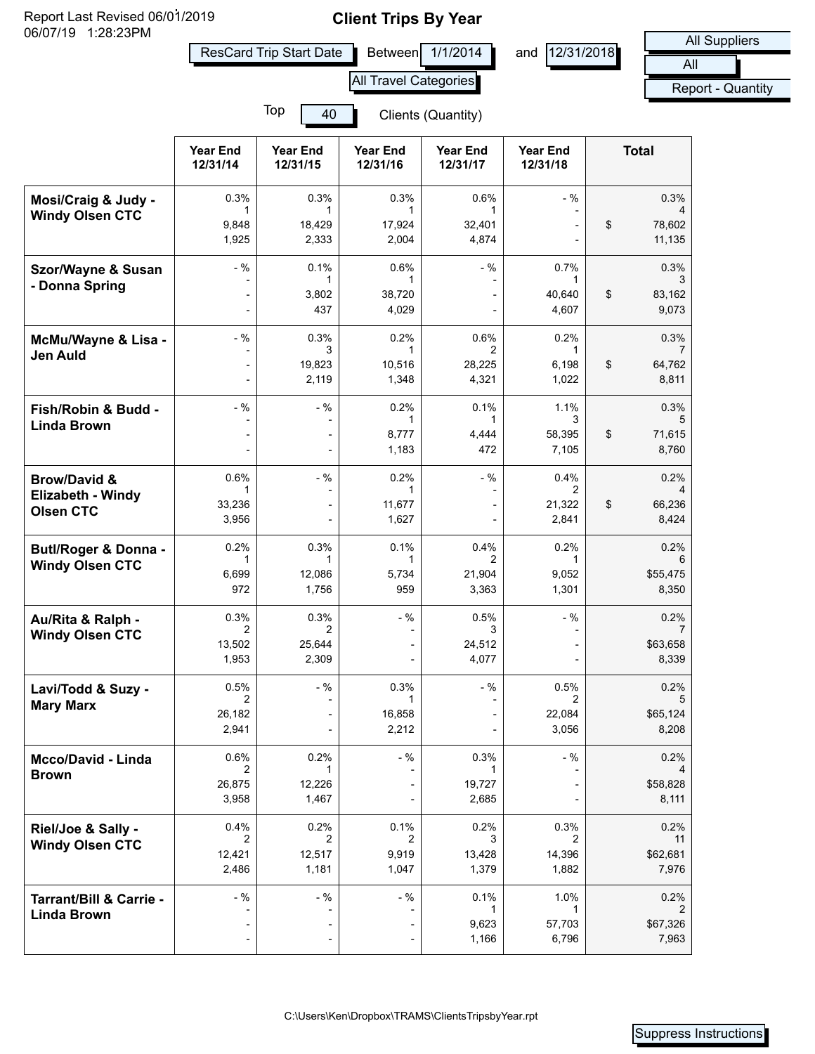Report Last Revised 06/01/2019
06/07/19 1:28:23PM

# Client Trips By Year

ResCard Trip Start Date Between 1/1/2014 and 12/31/2018

All Travel Categories

All Suppliers
All
Report - Quantity

Top 40 Clients (Quantity)

| | Year End 12/31/14 | Year End 12/31/15 | Year End 12/31/16 | Year End 12/31/17 | Year End 12/31/18 | Total |
|---|---|---|---|---|---|---|
| **Mosi/Craig & Judy - Windy Olsen CTC** | 0.3%<br>1<br>9,848<br>1,925 | 0.3%<br>1<br>18,429<br>2,333 | 0.3%<br>1<br>17,924<br>2,004 | 0.6%<br>1<br>32,401<br>4,874 | - %<br>-<br>-<br>- | 0.3%<br>4<br>$ 78,602<br>11,135 |
| **Szor/Wayne & Susan - Donna Spring** | - %<br>-<br>-<br>- | 0.1%<br>1<br>3,802<br>437 | 0.6%<br>1<br>38,720<br>4,029 | - %<br>-<br>-<br>- | 0.7%<br>1<br>40,640<br>4,607 | 0.3%<br>3<br>$ 83,162<br>9,073 |
| **McMu/Wayne & Lisa - Jen Auld** | - %<br>-<br>-<br>- | 0.3%<br>3<br>19,823<br>2,119 | 0.2%<br>1<br>10,516<br>1,348 | 0.6%<br>2<br>28,225<br>4,321 | 0.2%<br>1<br>6,198<br>1,022 | 0.3%<br>7<br>$ 64,762<br>8,811 |
| **Fish/Robin & Budd - Linda Brown** | - %<br>-<br>-<br>- | - %<br>-<br>-<br>- | 0.2%<br>1<br>8,777<br>1,183 | 0.1%<br>1<br>4,444<br>472 | 1.1%<br>3<br>58,395<br>7,105 | 0.3%<br>5<br>$ 71,615<br>8,760 |
| **Brow/David & Elizabeth - Windy Olsen CTC** | 0.6%<br>1<br>33,236<br>3,956 | - %<br>-<br>-<br>- | 0.2%<br>1<br>11,677<br>1,627 | - %<br>-<br>-<br>- | 0.4%<br>2<br>21,322<br>2,841 | 0.2%<br>4<br>$ 66,236<br>8,424 |
| **Butl/Roger & Donna - Windy Olsen CTC** | 0.2%<br>1<br>6,699<br>972 | 0.3%<br>1<br>12,086<br>1,756 | 0.1%<br>1<br>5,734<br>959 | 0.4%<br>2<br>21,904<br>3,363 | 0.2%<br>1<br>9,052<br>1,301 | 0.2%<br>6<br>$55,475<br>8,350 |
| **Au/Rita & Ralph - Windy Olsen CTC** | 0.3%<br>2<br>13,502<br>1,953 | 0.3%<br>2<br>25,644<br>2,309 | - %<br>-<br>-<br>- | 0.5%<br>3<br>24,512<br>4,077 | - %<br>-<br>-<br>- | 0.2%<br>7<br>$63,658<br>8,339 |
| **Lavi/Todd & Suzy - Mary Marx** | 0.5%<br>2<br>26,182<br>2,941 | - %<br>-<br>-<br>- | 0.3%<br>1<br>16,858<br>2,212 | - %<br>-<br>-<br>- | 0.5%<br>2<br>22,084<br>3,056 | 0.2%<br>5<br>$65,124<br>8,208 |
| **Mcco/David - Linda Brown** | 0.6%<br>2<br>26,875<br>3,958 | 0.2%<br>1<br>12,226<br>1,467 | - %<br>-<br>-<br>- | 0.3%<br>1<br>19,727<br>2,685 | - %<br>-<br>-<br>- | 0.2%<br>4<br>$58,828<br>8,111 |
| **Riel/Joe & Sally - Windy Olsen CTC** | 0.4%<br>2<br>12,421<br>2,486 | 0.2%<br>2<br>12,517<br>1,181 | 0.1%<br>2<br>9,919<br>1,047 | 0.2%<br>3<br>13,428<br>1,379 | 0.3%<br>2<br>14,396<br>1,882 | 0.2%<br>11<br>$62,681<br>7,976 |
| **Tarrant/Bill & Carrie - Linda Brown** | - %<br>-<br>-<br>- | - %<br>-<br>-<br>- | - %<br>-<br>-<br>- | 0.1%<br>1<br>9,623<br>1,166 | 1.0%<br>1<br>57,703<br>6,796 | 0.2%<br>2<br>$67,326<br>7,963 |

C:\Users\Ken\Dropbox\TRAMS\ClientsTripsbyYear.rpt

Suppress Instructions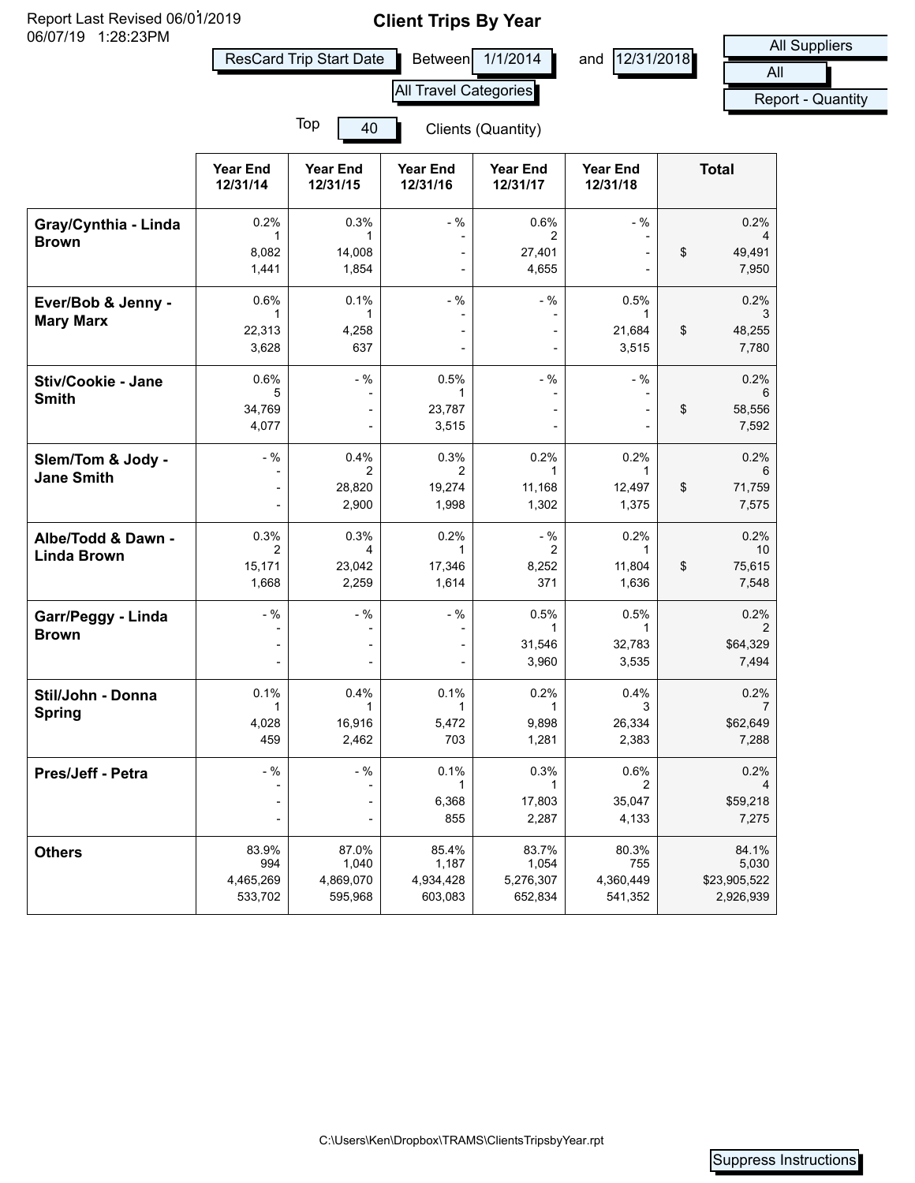Report Last Revised 06/01/2019
06/07/19 1:28:23PM

# Client Trips By Year

ResCard Trip Start Date Between 1/1/2014 and 12/31/2018

All Travel Categories

All Suppliers
All
Report - Quantity

Top 40 Clients (Quantity)

| | Year End 12/31/14 | Year End 12/31/15 | Year End 12/31/16 | Year End 12/31/17 | Year End 12/31/18 | Total |
|---|---|---|---|---|---|---|
| **Gray/Cynthia - Linda Brown** | 0.2%<br>1<br>8,082<br>1,441 | 0.3%<br>1<br>14,008<br>1,854 | - %<br>-<br>-<br>- | 0.6%<br>2<br>27,401<br>4,655 | - %<br>-<br>-<br>- | 0.2%<br>4<br>$ 49,491<br>7,950 |
| **Ever/Bob & Jenny - Mary Marx** | 0.6%<br>1<br>22,313<br>3,628 | 0.1%<br>1<br>4,258<br>637 | - %<br>-<br>-<br>- | - %<br>-<br>-<br>- | 0.5%<br>1<br>21,684<br>3,515 | 0.2%<br>3<br>$ 48,255<br>7,780 |
| **Stiv/Cookie - Jane Smith** | 0.6%<br>5<br>34,769<br>4,077 | - %<br>-<br>-<br>- | 0.5%<br>1<br>23,787<br>3,515 | - %<br>-<br>-<br>- | - %<br>-<br>-<br>- | 0.2%<br>6<br>$ 58,556<br>7,592 |
| **Slem/Tom & Jody - Jane Smith** | - %<br>-<br>-<br>- | 0.4%<br>2<br>28,820<br>2,900 | 0.3%<br>2<br>19,274<br>1,998 | 0.2%<br>1<br>11,168<br>1,302 | 0.2%<br>1<br>12,497<br>1,375 | 0.2%<br>6<br>$ 71,759<br>7,575 |
| **Albe/Todd & Dawn - Linda Brown** | 0.3%<br>2<br>15,171<br>1,668 | 0.3%<br>4<br>23,042<br>2,259 | 0.2%<br>1<br>17,346<br>1,614 | - %<br>2<br>8,252<br>371 | 0.2%<br>1<br>11,804<br>1,636 | 0.2%<br>10<br>$ 75,615<br>7,548 |
| **Garr/Peggy - Linda Brown** | - %<br>-<br>-<br>- | - %<br>-<br>-<br>- | - %<br>-<br>-<br>- | 0.5%<br>1<br>31,546<br>3,960 | 0.5%<br>1<br>32,783<br>3,535 | 0.2%<br>2<br>$64,329<br>7,494 |
| **Stil/John - Donna Spring** | 0.1%<br>1<br>4,028<br>459 | 0.4%<br>1<br>16,916<br>2,462 | 0.1%<br>1<br>5,472<br>703 | 0.2%<br>1<br>9,898<br>1,281 | 0.4%<br>3<br>26,334<br>2,383 | 0.2%<br>7<br>$62,649<br>7,288 |
| **Pres/Jeff - Petra** | - %<br>-<br>-<br>- | - %<br>-<br>-<br>- | 0.1%<br>1<br>6,368<br>855 | 0.3%<br>1<br>17,803<br>2,287 | 0.6%<br>2<br>35,047<br>4,133 | 0.2%<br>4<br>$59,218<br>7,275 |
| **Others** | 83.9%<br>994<br>4,465,269<br>533,702 | 87.0%<br>1,040<br>4,869,070<br>595,968 | 85.4%<br>1,187<br>4,934,428<br>603,083 | 83.7%<br>1,054<br>5,276,307<br>652,834 | 80.3%<br>755<br>4,360,449<br>541,352 | 84.1%<br>5,030<br>$23,905,522<br>2,926,939 |

C:\Users\Ken\Dropbox\TRAMS\ClientsTripsbyYear.rpt

Suppress Instructions